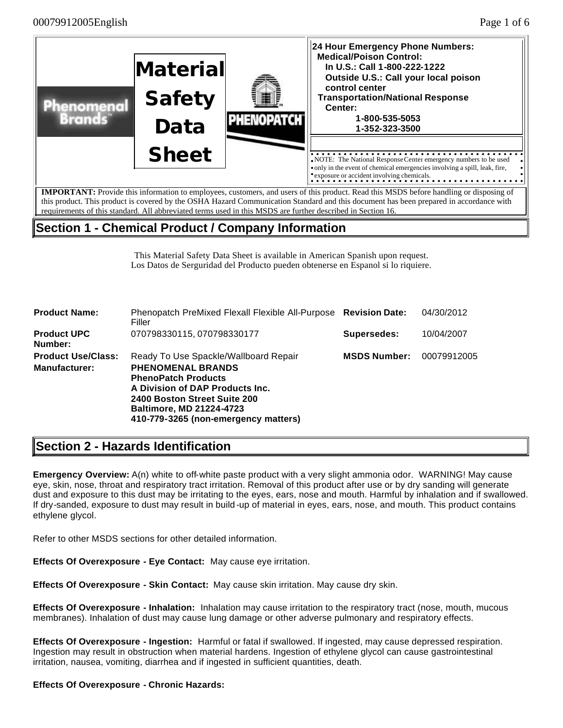Phenomenal Brands™

# Material Safety Data Sheet

PHENOPATCH™

**24 Hour Emergency Phone Numbers:**
**Medical/Poison Control:**
**In U.S.: Call 1-800-222-1222**
**Outside U.S.: Call your local poison control center**
**Transportation/National Response Center:**
**1-800-535-5053**
**1-352-323-3500**

NOTE: The National Response Center emergency numbers to be used only in the event of chemical emergencies involving a spill, leak, fire, exposure or accident involving chemicals.

**IMPORTANT:** Provide this information to employees, customers, and users of this product. Read this MSDS before handling or disposing of this product. This product is covered by the OSHA Hazard Communication Standard and this document has been prepared in accordance with requirements of this standard. All abbreviated terms used in this MSDS are further described in Section 16.

## Section 1 - Chemical Product / Company Information

This Material Safety Data Sheet is available in American Spanish upon request.
Los Datos de Serguridad del Producto pueden obtenerse en Espanol si lo riquiere.

| | | | |
|---|---|---|---|
| **Product Name:** | Phenopatch PreMixed Flexall Flexible All-Purpose Filler | **Revision Date:** | 04/30/2012 |
| **Product UPC Number:** | 070798330115, 070798330177 | **Supersedes:** | 10/04/2007 |
| **Product Use/Class:** | Ready To Use Spackle/Wallboard Repair | **MSDS Number:** | 00079912005 |
| **Manufacturer:** | **PHENOMENAL BRANDS**<br>**PhenoPatch Products**<br>**A Division of DAP Products Inc.**<br>**2400 Boston Street Suite 200**<br>**Baltimore, MD 21224-4723**<br>**410-779-3265 (non-emergency matters)** | | |

## Section 2 - Hazards Identification

**Emergency Overview:** A(n) white to off-white paste product with a very slight ammonia odor. WARNING! May cause eye, skin, nose, throat and respiratory tract irritation. Removal of this product after use or by dry sanding will generate dust and exposure to this dust may be irritating to the eyes, ears, nose and mouth. Harmful by inhalation and if swallowed. If dry-sanded, exposure to dust may result in build-up of material in eyes, ears, nose, and mouth. This product contains ethylene glycol.

Refer to other MSDS sections for other detailed information.

**Effects Of Overexposure - Eye Contact:** May cause eye irritation.

**Effects Of Overexposure - Skin Contact:** May cause skin irritation. May cause dry skin.

**Effects Of Overexposure - Inhalation:** Inhalation may cause irritation to the respiratory tract (nose, mouth, mucous membranes). Inhalation of dust may cause lung damage or other adverse pulmonary and respiratory effects.

**Effects Of Overexposure - Ingestion:** Harmful or fatal if swallowed. If ingested, may cause depressed respiration. Ingestion may result in obstruction when material hardens. Ingestion of ethylene glycol can cause gastrointestinal irritation, nausea, vomiting, diarrhea and if ingested in sufficient quantities, death.

**Effects Of Overexposure - Chronic Hazards:**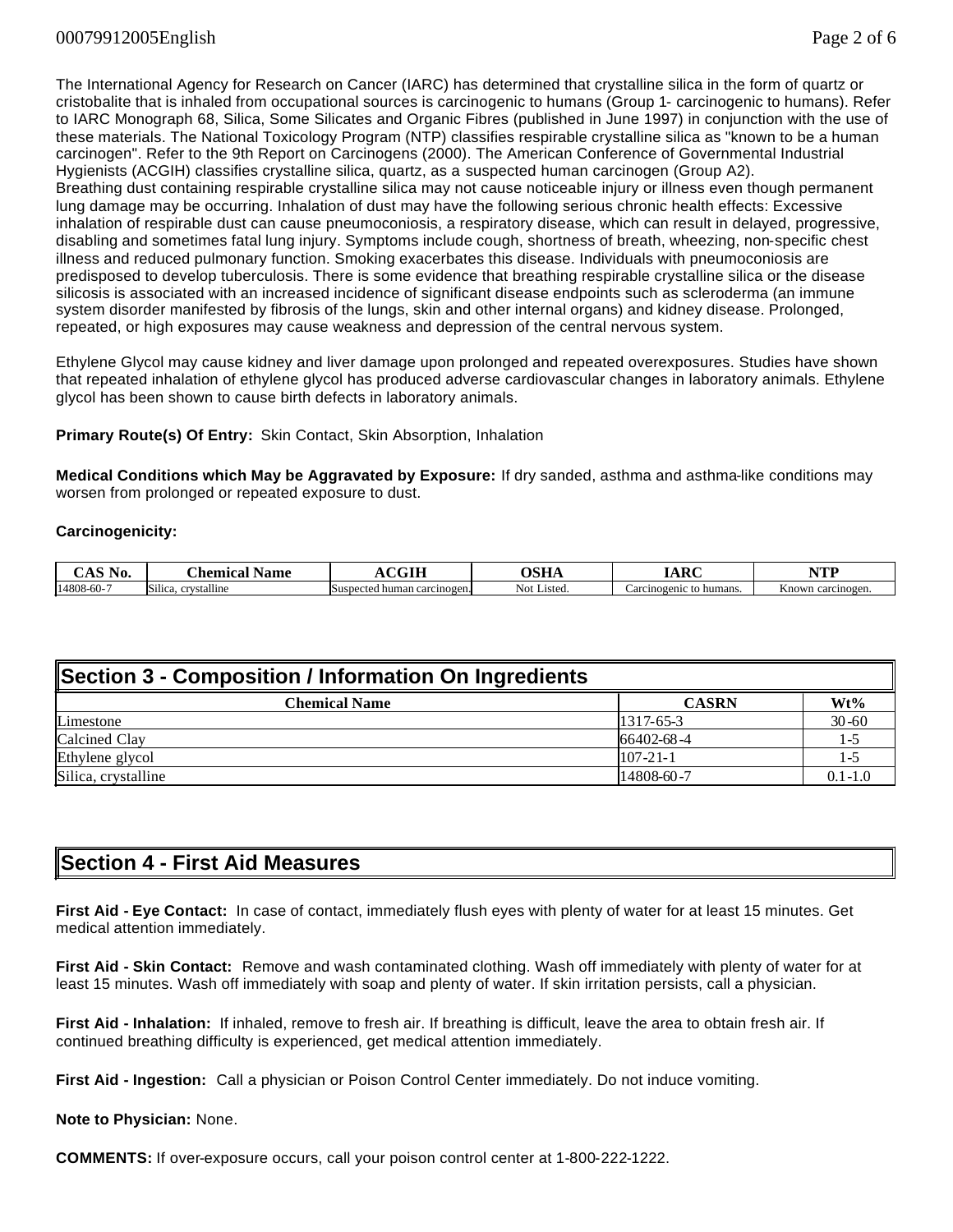The International Agency for Research on Cancer (IARC) has determined that crystalline silica in the form of quartz or cristobalite that is inhaled from occupational sources is carcinogenic to humans (Group 1- carcinogenic to humans). Refer to IARC Monograph 68, Silica, Some Silicates and Organic Fibres (published in June 1997) in conjunction with the use of these materials. The National Toxicology Program (NTP) classifies respirable crystalline silica as "known to be a human carcinogen". Refer to the 9th Report on Carcinogens (2000). The American Conference of Governmental Industrial Hygienists (ACGIH) classifies crystalline silica, quartz, as a suspected human carcinogen (Group A2).
Breathing dust containing respirable crystalline silica may not cause noticeable injury or illness even though permanent lung damage may be occurring. Inhalation of dust may have the following serious chronic health effects: Excessive inhalation of respirable dust can cause pneumoconiosis, a respiratory disease, which can result in delayed, progressive, disabling and sometimes fatal lung injury. Symptoms include cough, shortness of breath, wheezing, non-specific chest illness and reduced pulmonary function. Smoking exacerbates this disease. Individuals with pneumoconiosis are predisposed to develop tuberculosis. There is some evidence that breathing respirable crystalline silica or the disease silicosis is associated with an increased incidence of significant disease endpoints such as scleroderma (an immune system disorder manifested by fibrosis of the lungs, skin and other internal organs) and kidney disease. Prolonged, repeated, or high exposures may cause weakness and depression of the central nervous system.

Ethylene Glycol may cause kidney and liver damage upon prolonged and repeated overexposures. Studies have shown that repeated inhalation of ethylene glycol has produced adverse cardiovascular changes in laboratory animals. Ethylene glycol has been shown to cause birth defects in laboratory animals.

**Primary Route(s) Of Entry:** Skin Contact, Skin Absorption, Inhalation

**Medical Conditions which May be Aggravated by Exposure:** If dry sanded, asthma and asthma-like conditions may worsen from prolonged or repeated exposure to dust.

**Carcinogenicity:**

| CAS No. | Chemical Name | ACGIH | OSHA | IARC | NTP |
|---|---|---|---|---|---|
| 14808-60-7 | Silica, crystalline | Suspected human carcinogen. | Not Listed. | Carcinogenic to humans. | Known carcinogen. |

## Section 3 - Composition / Information On Ingredients

| Chemical Name | CASRN | Wt% |
|---|---|---|
| Limestone | 1317-65-3 | 30-60 |
| Calcined Clay | 66402-68-4 | 1-5 |
| Ethylene glycol | 107-21-1 | 1-5 |
| Silica, crystalline | 14808-60-7 | 0.1-1.0 |

## Section 4 - First Aid Measures

**First Aid - Eye Contact:** In case of contact, immediately flush eyes with plenty of water for at least 15 minutes. Get medical attention immediately.

**First Aid - Skin Contact:** Remove and wash contaminated clothing. Wash off immediately with plenty of water for at least 15 minutes. Wash off immediately with soap and plenty of water. If skin irritation persists, call a physician.

**First Aid - Inhalation:** If inhaled, remove to fresh air. If breathing is difficult, leave the area to obtain fresh air. If continued breathing difficulty is experienced, get medical attention immediately.

**First Aid - Ingestion:** Call a physician or Poison Control Center immediately. Do not induce vomiting.

**Note to Physician:** None.

**COMMENTS:** If over-exposure occurs, call your poison control center at 1-800-222-1222.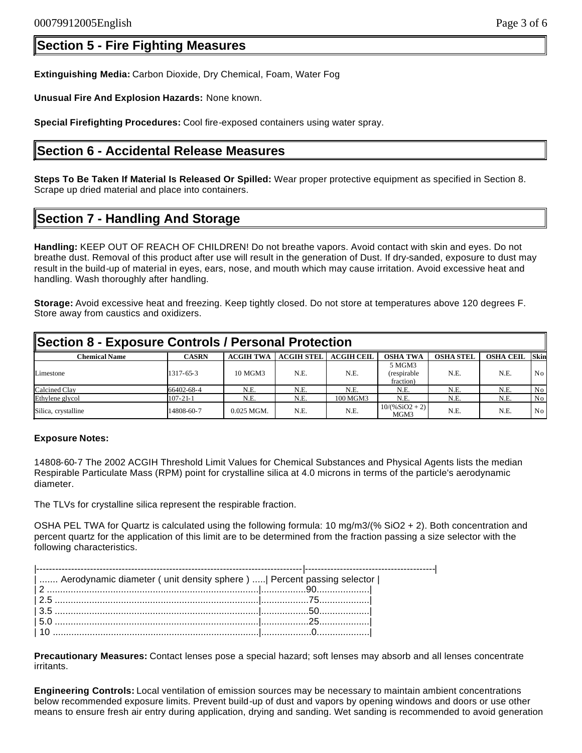## Section 5 - Fire Fighting Measures

**Extinguishing Media:** Carbon Dioxide, Dry Chemical, Foam, Water Fog

**Unusual Fire And Explosion Hazards:** None known.

**Special Firefighting Procedures:** Cool fire-exposed containers using water spray.

## Section 6 - Accidental Release Measures

**Steps To Be Taken If Material Is Released Or Spilled:** Wear proper protective equipment as specified in Section 8. Scrape up dried material and place into containers.

## Section 7 - Handling And Storage

**Handling:** KEEP OUT OF REACH OF CHILDREN! Do not breathe vapors. Avoid contact with skin and eyes. Do not breathe dust. Removal of this product after use will result in the generation of Dust. If dry-sanded, exposure to dust may result in the build-up of material in eyes, ears, nose, and mouth which may cause irritation. Avoid excessive heat and handling. Wash thoroughly after handling.

**Storage:** Avoid excessive heat and freezing. Keep tightly closed. Do not store at temperatures above 120 degrees F. Store away from caustics and oxidizers.

## Section 8 - Exposure Controls / Personal Protection

| Chemical Name | CASRN | ACGIH TWA | ACGIH STEL | ACGIH CEIL | OSHA TWA | OSHA STEL | OSHA CEIL | Skin |
|---|---|---|---|---|---|---|---|---|
| Limestone | 1317-65-3 | 10 MGM3 | N.E. | N.E. | 5 MGM3 (respirable fraction) | N.E. | N.E. | No |
| Calcined Clay | 66402-68-4 | N.E. | N.E. | N.E. | N.E. | N.E. | N.E. | No |
| Ethylene glycol | 107-21-1 | N.E. | N.E. | 100 MGM3 | N.E. | N.E. | N.E. | No |
| Silica, crystalline | 14808-60-7 | 0.025 MGM. | N.E. | N.E. | 10/(%SiO2 + 2) MGM3 | N.E. | N.E. | No |

**Exposure Notes:**

14808-60-7 The 2002 ACGIH Threshold Limit Values for Chemical Substances and Physical Agents lists the median Respirable Particulate Mass (RPM) point for crystalline silica at 4.0 microns in terms of the particle's aerodynamic diameter.

The TLVs for crystalline silica represent the respirable fraction.

OSHA PEL TWA for Quartz is calculated using the following formula: 10 mg/m3/(% SiO2 + 2). Both concentration and percent quartz for the application of this limit are to be determined from the fraction passing a size selector with the following characteristics.

| Aerodynamic diameter ( unit density sphere ) | Percent passing selector |
|---|---|
| 2 | 90 |
| 2.5 | 75 |
| 3.5 | 50 |
| 5.0 | 25 |
| 10 | 0 |

**Precautionary Measures:** Contact lenses pose a special hazard; soft lenses may absorb and all lenses concentrate irritants.

**Engineering Controls:** Local ventilation of emission sources may be necessary to maintain ambient concentrations below recommended exposure limits. Prevent build-up of dust and vapors by opening windows and doors or use other means to ensure fresh air entry during application, drying and sanding. Wet sanding is recommended to avoid generation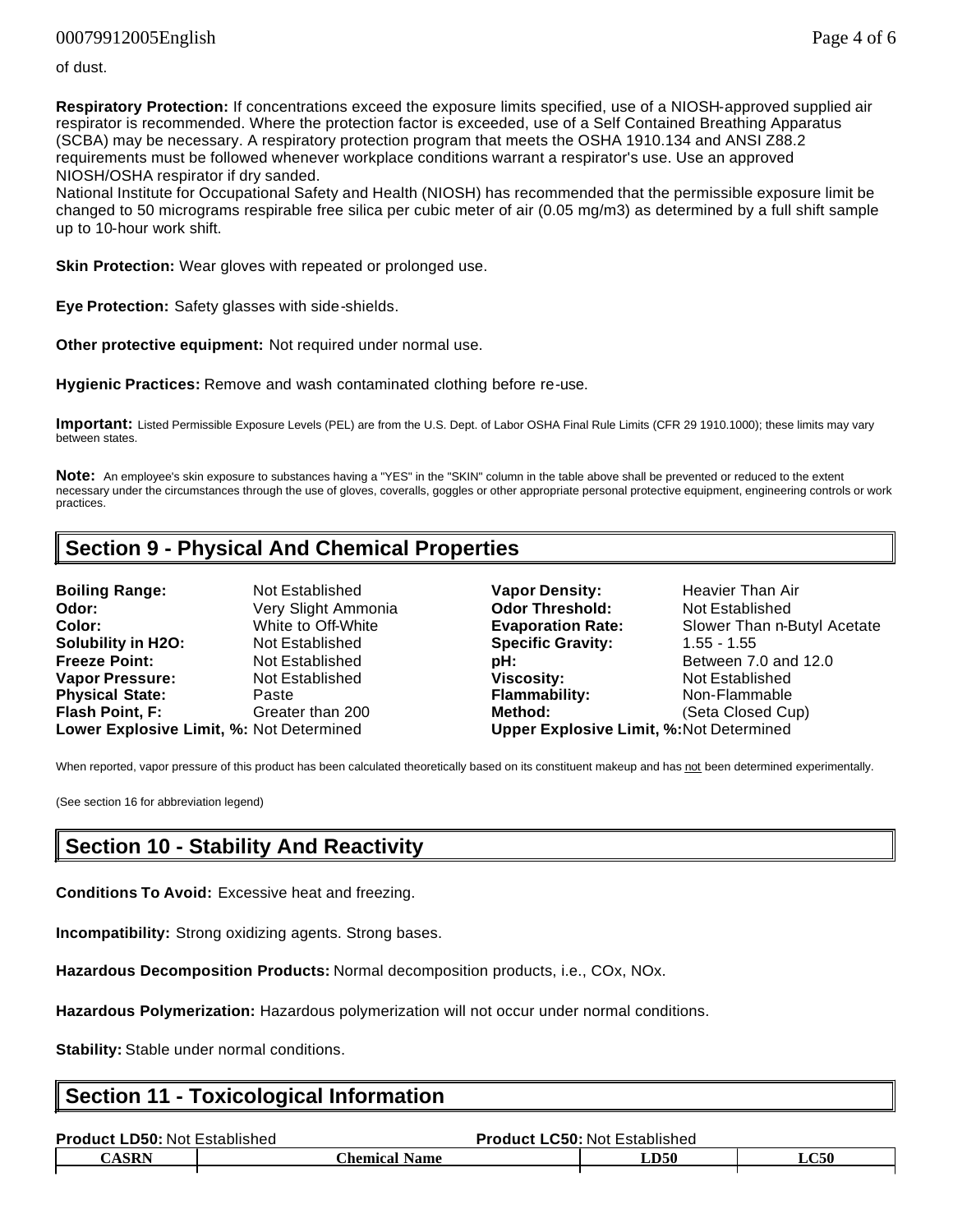of dust.

**Respiratory Protection:** If concentrations exceed the exposure limits specified, use of a NIOSH-approved supplied air respirator is recommended. Where the protection factor is exceeded, use of a Self Contained Breathing Apparatus (SCBA) may be necessary. A respiratory protection program that meets the OSHA 1910.134 and ANSI Z88.2 requirements must be followed whenever workplace conditions warrant a respirator's use. Use an approved NIOSH/OSHA respirator if dry sanded.
National Institute for Occupational Safety and Health (NIOSH) has recommended that the permissible exposure limit be changed to 50 micrograms respirable free silica per cubic meter of air (0.05 mg/m3) as determined by a full shift sample up to 10-hour work shift.

**Skin Protection:** Wear gloves with repeated or prolonged use.

**Eye Protection:** Safety glasses with side-shields.

**Other protective equipment:** Not required under normal use.

**Hygienic Practices:** Remove and wash contaminated clothing before re-use.

**Important:** Listed Permissible Exposure Levels (PEL) are from the U.S. Dept. of Labor OSHA Final Rule Limits (CFR 29 1910.1000); these limits may vary between states.

**Note:** An employee's skin exposure to substances having a "YES" in the "SKIN" column in the table above shall be prevented or reduced to the extent necessary under the circumstances through the use of gloves, coveralls, goggles or other appropriate personal protective equipment, engineering controls or work practices.

## Section 9 - Physical And Chemical Properties

| | | | |
|---|---|---|---|
| **Boiling Range:** | Not Established | **Vapor Density:** | Heavier Than Air |
| **Odor:** | Very Slight Ammonia | **Odor Threshold:** | Not Established |
| **Color:** | White to Off-White | **Evaporation Rate:** | Slower Than n-Butyl Acetate |
| **Solubility in H2O:** | Not Established | **Specific Gravity:** | 1.55 - 1.55 |
| **Freeze Point:** | Not Established | **pH:** | Between 7.0 and 12.0 |
| **Vapor Pressure:** | Not Established | **Viscosity:** | Not Established |
| **Physical State:** | Paste | **Flammability:** | Non-Flammable |
| **Flash Point, F:** | Greater than 200 | **Method:** | (Seta Closed Cup) |
| **Lower Explosive Limit, %:** | Not Determined | **Upper Explosive Limit, %:** | Not Determined |

When reported, vapor pressure of this product has been calculated theoretically based on its constituent makeup and has not been determined experimentally.

(See section 16 for abbreviation legend)

## Section 10 - Stability And Reactivity

**Conditions To Avoid:** Excessive heat and freezing.

**Incompatibility:** Strong oxidizing agents. Strong bases.

**Hazardous Decomposition Products:** Normal decomposition products, i.e., COx, NOx.

**Hazardous Polymerization:** Hazardous polymerization will not occur under normal conditions.

**Stability:** Stable under normal conditions.

## Section 11 - Toxicological Information

**Product LD50:** Not Established **Product LC50:** Not Established

| CASRN | Chemical Name | LD50 | LC50 |
|---|---|---|---|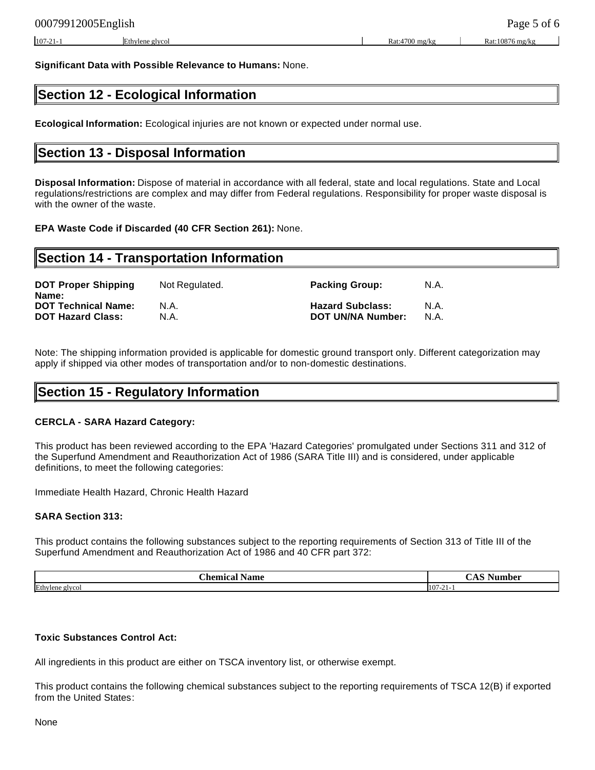| 107-21-1 | Ethylene glycol | Rat:4700 mg/kg | Rat:10876 mg/kg |
|---|---|---|---|

**Significant Data with Possible Relevance to Humans:** None.

## Section 12 - Ecological Information

**Ecological Information:** Ecological injuries are not known or expected under normal use.

## Section 13 - Disposal Information

**Disposal Information:** Dispose of material in accordance with all federal, state and local regulations. State and Local regulations/restrictions are complex and may differ from Federal regulations. Responsibility for proper waste disposal is with the owner of the waste.

**EPA Waste Code if Discarded (40 CFR Section 261):** None.

## Section 14 - Transportation Information

| | | | |
|---|---|---|---|
| **DOT Proper Shipping Name:** | Not Regulated. | **Packing Group:** | N.A. |
| **DOT Technical Name:** | N.A. | **Hazard Subclass:** | N.A. |
| **DOT Hazard Class:** | N.A. | **DOT UN/NA Number:** | N.A. |

Note: The shipping information provided is applicable for domestic ground transport only. Different categorization may apply if shipped via other modes of transportation and/or to non-domestic destinations.

## Section 15 - Regulatory Information

**CERCLA - SARA Hazard Category:**

This product has been reviewed according to the EPA 'Hazard Categories' promulgated under Sections 311 and 312 of the Superfund Amendment and Reauthorization Act of 1986 (SARA Title III) and is considered, under applicable definitions, to meet the following categories:

Immediate Health Hazard, Chronic Health Hazard

**SARA Section 313:**

This product contains the following substances subject to the reporting requirements of Section 313 of Title III of the Superfund Amendment and Reauthorization Act of 1986 and 40 CFR part 372:

| Chemical Name | CAS Number |
|---|---|
| Ethylene glycol | 107-21-1 |

**Toxic Substances Control Act:**

All ingredients in this product are either on TSCA inventory list, or otherwise exempt.

This product contains the following chemical substances subject to the reporting requirements of TSCA 12(B) if exported from the United States:

None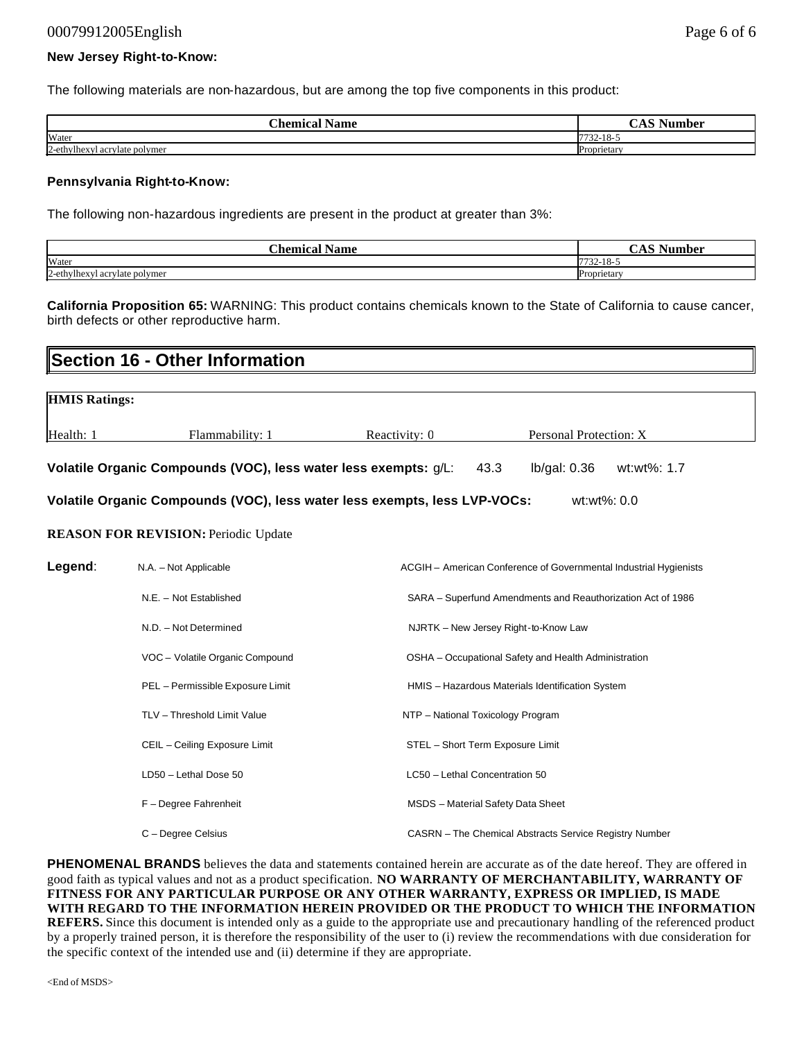**New Jersey Right-to-Know:**

The following materials are non-hazardous, but are among the top five components in this product:

| Chemical Name | CAS Number |
|---|---|
| Water | 7732-18-5 |
| 2-ethylhexyl acrylate polymer | Proprietary |

**Pennsylvania Right-to-Know:**

The following non-hazardous ingredients are present in the product at greater than 3%:

| Chemical Name | CAS Number |
|---|---|
| Water | 7732-18-5 |
| 2-ethylhexyl acrylate polymer | Proprietary |

**California Proposition 65:** WARNING: This product contains chemicals known to the State of California to cause cancer, birth defects or other reproductive harm.

## Section 16 - Other Information

**HMIS Ratings:**

| | | | |
|---|---|---|---|
| Health: 1 | Flammability: 1 | Reactivity: 0 | Personal Protection: X |

**Volatile Organic Compounds (VOC), less water less exempts:** g/L: 43.3 lb/gal: 0.36 wt:wt%: 1.7

**Volatile Organic Compounds (VOC), less water less exempts, less LVP-VOCs:** wt:wt%: 0.0

**REASON FOR REVISION:** Periodic Update

**Legend**:

| | |
|---|---|
| N.A. – Not Applicable | ACGIH – American Conference of Governmental Industrial Hygienists |
| N.E. – Not Established | SARA – Superfund Amendments and Reauthorization Act of 1986 |
| N.D. – Not Determined | NJRTK – New Jersey Right-to-Know Law |
| VOC – Volatile Organic Compound | OSHA – Occupational Safety and Health Administration |
| PEL – Permissible Exposure Limit | HMIS – Hazardous Materials Identification System |
| TLV – Threshold Limit Value | NTP – National Toxicology Program |
| CEIL – Ceiling Exposure Limit | STEL – Short Term Exposure Limit |
| LD50 – Lethal Dose 50 | LC50 – Lethal Concentration 50 |
| F – Degree Fahrenheit | MSDS – Material Safety Data Sheet |
| C – Degree Celsius | CASRN – The Chemical Abstracts Service Registry Number |

**PHENOMENAL BRANDS** believes the data and statements contained herein are accurate as of the date hereof. They are offered in good faith as typical values and not as a product specification. **NO WARRANTY OF MERCHANTABILITY, WARRANTY OF FITNESS FOR ANY PARTICULAR PURPOSE OR ANY OTHER WARRANTY, EXPRESS OR IMPLIED, IS MADE WITH REGARD TO THE INFORMATION HEREIN PROVIDED OR THE PRODUCT TO WHICH THE INFORMATION REFERS.** Since this document is intended only as a guide to the appropriate use and precautionary handling of the referenced product by a properly trained person, it is therefore the responsibility of the user to (i) review the recommendations with due consideration for the specific context of the intended use and (ii) determine if they are appropriate.

<End of MSDS>